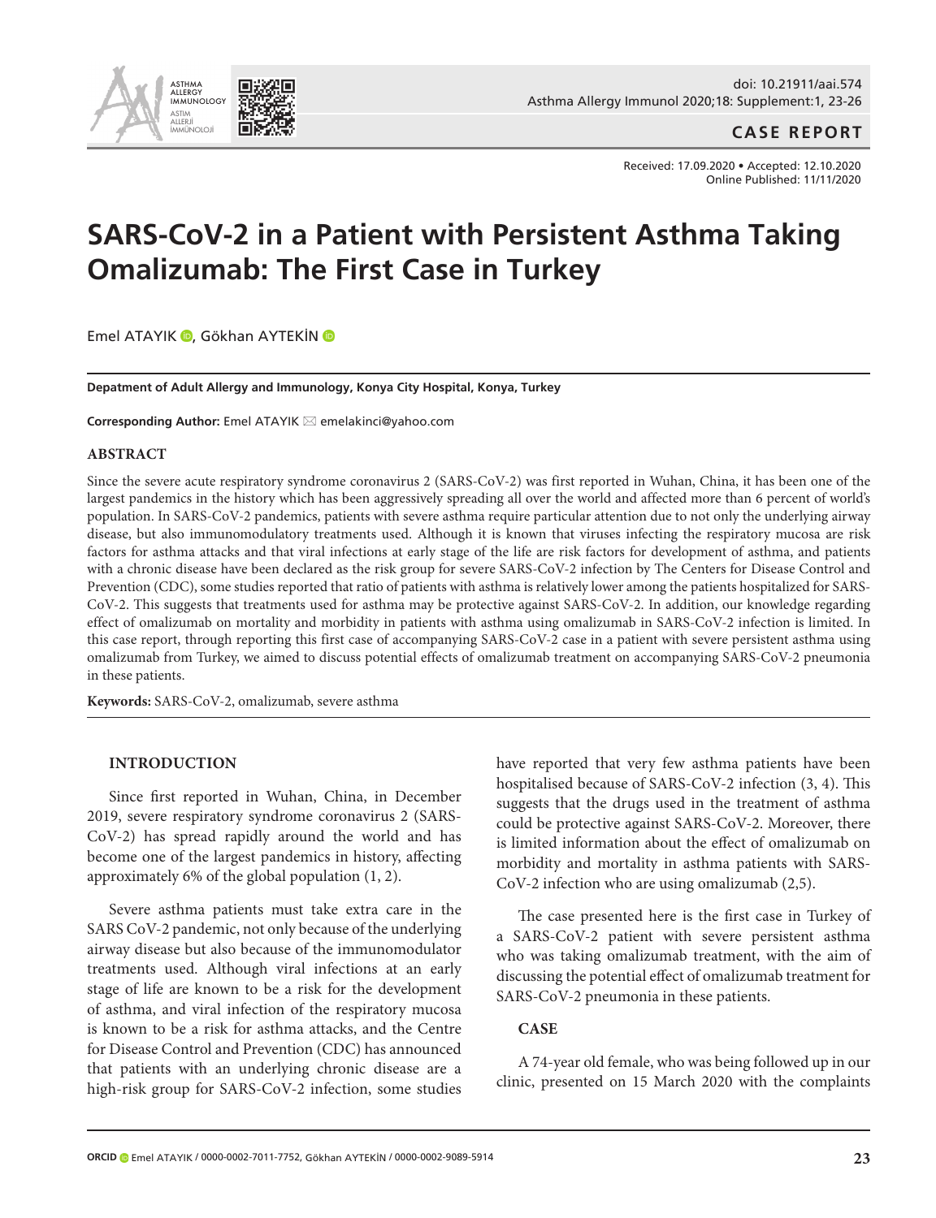CASE REPORT

Received: 17.09.2020 • Accepted: 12.10.2020
Online Published: 11/11/2020

# SARS-CoV-2 in a Patient with Persistent Asthma Taking Omalizumab: The First Case in Turkey

Emel ATAYIK, Gökhan AYTEKİN

**Depatment of Adult Allergy and Immunology, Konya City Hospital, Konya, Turkey**

**Corresponding Author:** Emel ATAYIK ✉ emelakinci@yahoo.com

## ABSTRACT

Since the severe acute respiratory syndrome coronavirus 2 (SARS-CoV-2) was first reported in Wuhan, China, it has been one of the largest pandemics in the history which has been aggressively spreading all over the world and affected more than 6 percent of world's population. In SARS-CoV-2 pandemics, patients with severe asthma require particular attention due to not only the underlying airway disease, but also immunomodulatory treatments used. Although it is known that viruses infecting the respiratory mucosa are risk factors for asthma attacks and that viral infections at early stage of the life are risk factors for development of asthma, and patients with a chronic disease have been declared as the risk group for severe SARS-CoV-2 infection by The Centers for Disease Control and Prevention (CDC), some studies reported that ratio of patients with asthma is relatively lower among the patients hospitalized for SARS-CoV-2. This suggests that treatments used for asthma may be protective against SARS-CoV-2. In addition, our knowledge regarding effect of omalizumab on mortality and morbidity in patients with asthma using omalizumab in SARS-CoV-2 infection is limited. In this case report, through reporting this first case of accompanying SARS-CoV-2 case in a patient with severe persistent asthma using omalizumab from Turkey, we aimed to discuss potential effects of omalizumab treatment on accompanying SARS-CoV-2 pneumonia in these patients.

**Keywords:** SARS-CoV-2, omalizumab, severe asthma

## INTRODUCTION

Since first reported in Wuhan, China, in December 2019, severe respiratory syndrome coronavirus 2 (SARS-CoV-2) has spread rapidly around the world and has become one of the largest pandemics in history, affecting approximately 6% of the global population (1, 2).

Severe asthma patients must take extra care in the SARS CoV-2 pandemic, not only because of the underlying airway disease but also because of the immunomodulator treatments used. Although viral infections at an early stage of life are known to be a risk for the development of asthma, and viral infection of the respiratory mucosa is known to be a risk for asthma attacks, and the Centre for Disease Control and Prevention (CDC) has announced that patients with an underlying chronic disease are a high-risk group for SARS-CoV-2 infection, some studies have reported that very few asthma patients have been hospitalised because of SARS-CoV-2 infection (3, 4). This suggests that the drugs used in the treatment of asthma could be protective against SARS-CoV-2. Moreover, there is limited information about the effect of omalizumab on morbidity and mortality in asthma patients with SARS-CoV-2 infection who are using omalizumab (2,5).

The case presented here is the first case in Turkey of a SARS-CoV-2 patient with severe persistent asthma who was taking omalizumab treatment, with the aim of discussing the potential effect of omalizumab treatment for SARS-CoV-2 pneumonia in these patients.

## CASE

A 74-year old female, who was being followed up in our clinic, presented on 15 March 2020 with the complaints

ORCID Emel ATAYIK / 0000-0002-7011-7752, Gökhan AYTEKİN / 0000-0002-9089-5914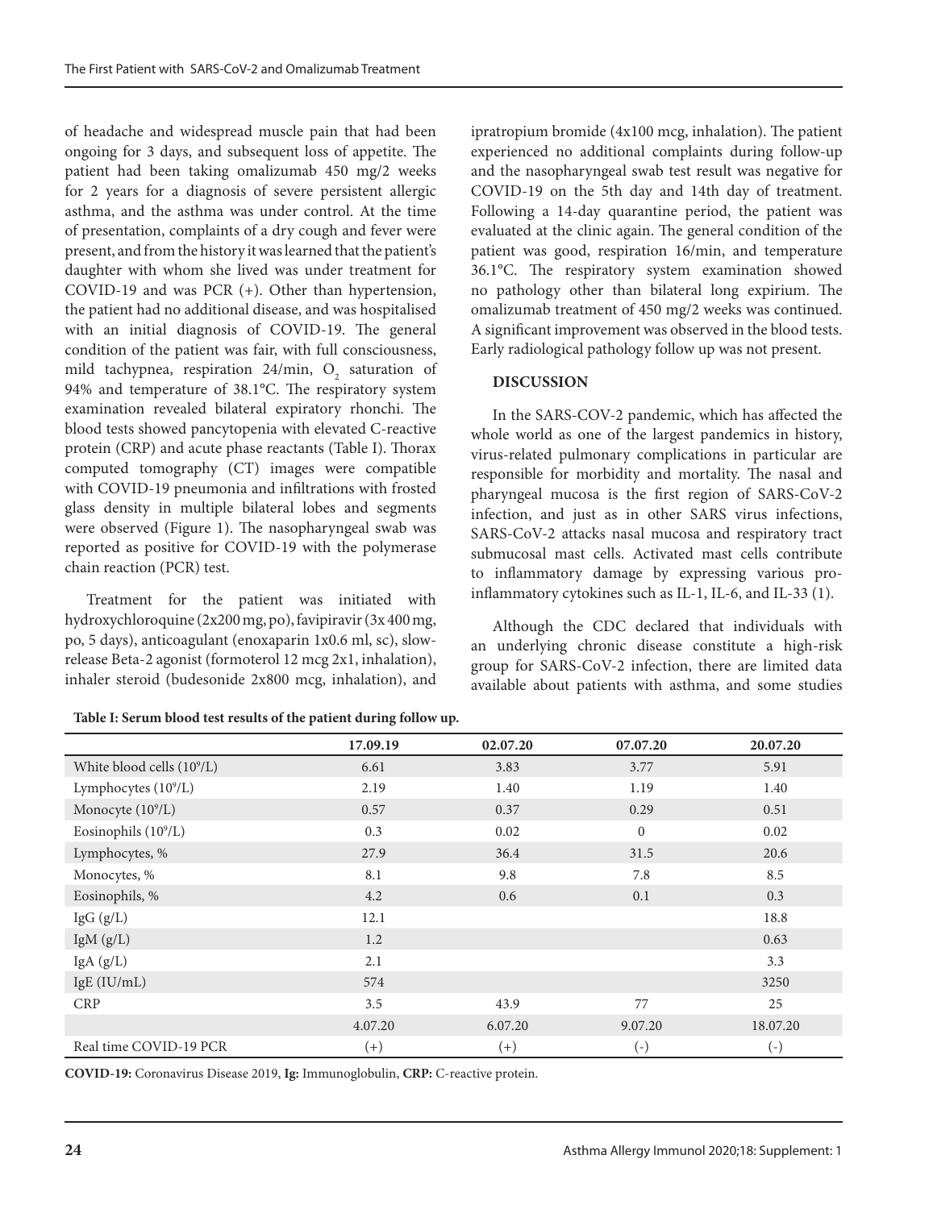of headache and widespread muscle pain that had been ongoing for 3 days, and subsequent loss of appetite. The patient had been taking omalizumab 450 mg/2 weeks for 2 years for a diagnosis of severe persistent allergic asthma, and the asthma was under control. At the time of presentation, complaints of a dry cough and fever were present, and from the history it was learned that the patient's daughter with whom she lived was under treatment for COVID-19 and was PCR (+). Other than hypertension, the patient had no additional disease, and was hospitalised with an initial diagnosis of COVID-19. The general condition of the patient was fair, with full consciousness, mild tachypnea, respiration 24/min, $O_2$ saturation of 94% and temperature of 38.1°C. The respiratory system examination revealed bilateral expiratory rhonchi. The blood tests showed pancytopenia with elevated C-reactive protein (CRP) and acute phase reactants (Table I). Thorax computed tomography (CT) images were compatible with COVID-19 pneumonia and infiltrations with frosted glass density in multiple bilateral lobes and segments were observed (Figure 1). The nasopharyngeal swab was reported as positive for COVID-19 with the polymerase chain reaction (PCR) test.

Treatment for the patient was initiated with hydroxychloroquine (2x200 mg, po), favipiravir (3x 400 mg, po, 5 days), anticoagulant (enoxaparin 1x0.6 ml, sc), slow-release Beta-2 agonist (formoterol 12 mcg 2x1, inhalation), inhaler steroid (budesonide 2x800 mcg, inhalation), and ipratropium bromide (4x100 mcg, inhalation). The patient experienced no additional complaints during follow-up and the nasopharyngeal swab test result was negative for COVID-19 on the 5th day and 14th day of treatment. Following a 14-day quarantine period, the patient was evaluated at the clinic again. The general condition of the patient was good, respiration 16/min, and temperature 36.1°C. The respiratory system examination showed no pathology other than bilateral long expirium. The omalizumab treatment of 450 mg/2 weeks was continued. A significant improvement was observed in the blood tests. Early radiological pathology follow up was not present.

## DISCUSSION

In the SARS-COV-2 pandemic, which has affected the whole world as one of the largest pandemics in history, virus-related pulmonary complications in particular are responsible for morbidity and mortality. The nasal and pharyngeal mucosa is the first region of SARS-CoV-2 infection, and just as in other SARS virus infections, SARS-CoV-2 attacks nasal mucosa and respiratory tract submucosal mast cells. Activated mast cells contribute to inflammatory damage by expressing various pro-inflammatory cytokines such as IL-1, IL-6, and IL-33 (1).

Although the CDC declared that individuals with an underlying chronic disease constitute a high-risk group for SARS-CoV-2 infection, there are limited data available about patients with asthma, and some studies

**Table I: Serum blood test results of the patient during follow up.**

| | 17.09.19 | 02.07.20 | 07.07.20 | 20.07.20 |
|---|---|---|---|---|
| White blood cells ($10^9$/L) | 6.61 | 3.83 | 3.77 | 5.91 |
| Lymphocytes ($10^9$/L) | 2.19 | 1.40 | 1.19 | 1.40 |
| Monocyte ($10^9$/L) | 0.57 | 0.37 | 0.29 | 0.51 |
| Eosinophils ($10^9$/L) | 0.3 | 0.02 | 0 | 0.02 |
| Lymphocytes, % | 27.9 | 36.4 | 31.5 | 20.6 |
| Monocytes, % | 8.1 | 9.8 | 7.8 | 8.5 |
| Eosinophils, % | 4.2 | 0.6 | 0.1 | 0.3 |
| IgG (g/L) | 12.1 | | | 18.8 |
| IgM (g/L) | 1.2 | | | 0.63 |
| IgA (g/L) | 2.1 | | | 3.3 |
| IgE (IU/mL) | 574 | | | 3250 |
| CRP | 3.5 | 43.9 | 77 | 25 |
| | 4.07.20 | 6.07.20 | 9.07.20 | 18.07.20 |
| Real time COVID-19 PCR | (+) | (+) | (-) | (-) |

**COVID-19:** Coronavirus Disease 2019, **Ig:** Immunoglobulin, **CRP:** C-reactive protein.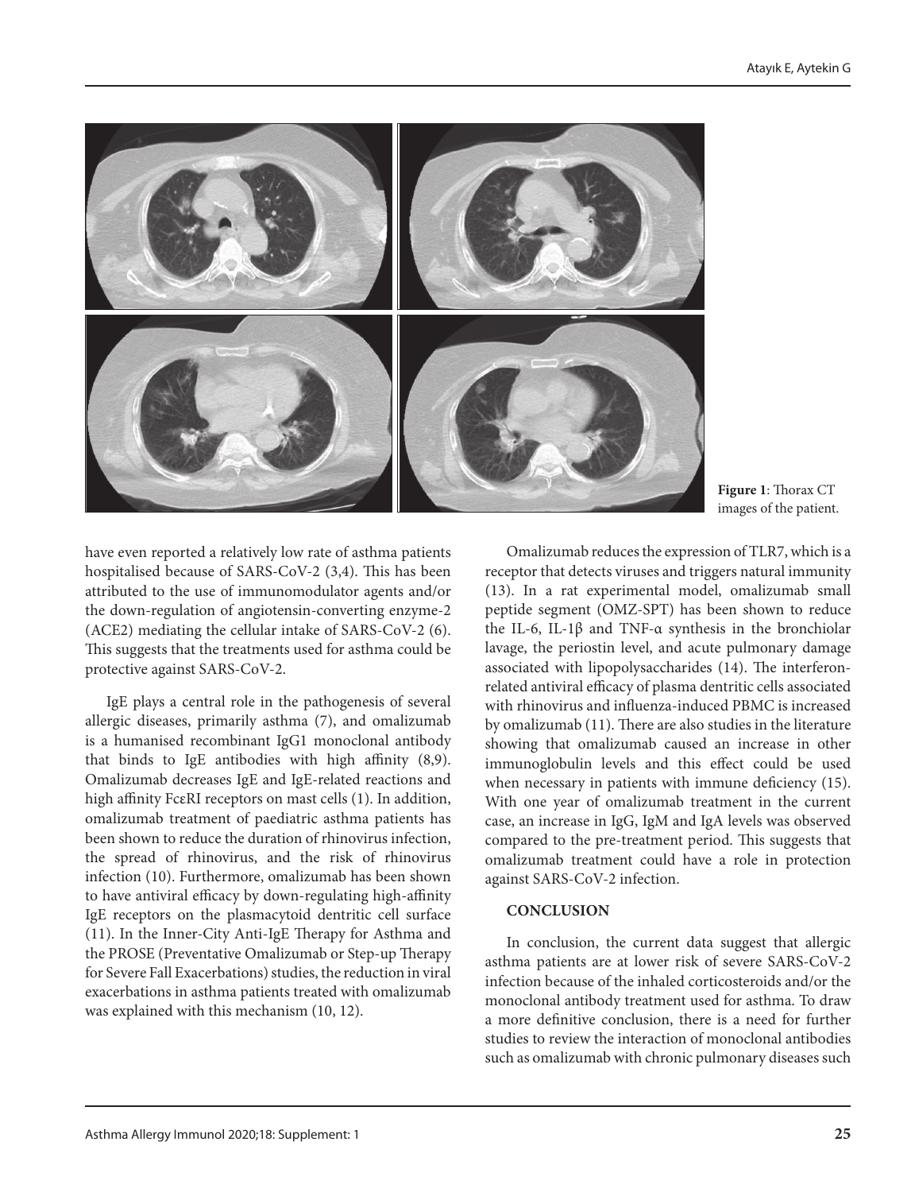**Figure 1**: Thorax CT images of the patient.

have even reported a relatively low rate of asthma patients hospitalised because of SARS-CoV-2 (3,4). This has been attributed to the use of immunomodulator agents and/or the down-regulation of angiotensin-converting enzyme-2 (ACE2) mediating the cellular intake of SARS-CoV-2 (6). This suggests that the treatments used for asthma could be protective against SARS-CoV-2.

IgE plays a central role in the pathogenesis of several allergic diseases, primarily asthma (7), and omalizumab is a humanised recombinant IgG1 monoclonal antibody that binds to IgE antibodies with high affinity (8,9). Omalizumab decreases IgE and IgE-related reactions and high affinity FcεRI receptors on mast cells (1). In addition, omalizumab treatment of paediatric asthma patients has been shown to reduce the duration of rhinovirus infection, the spread of rhinovirus, and the risk of rhinovirus infection (10). Furthermore, omalizumab has been shown to have antiviral efficacy by down-regulating high-affinity IgE receptors on the plasmacytoid dendritic cell surface (11). In the Inner-City Anti-IgE Therapy for Asthma and the PROSE (Preventative Omalizumab or Step-up Therapy for Severe Fall Exacerbations) studies, the reduction in viral exacerbations in asthma patients treated with omalizumab was explained with this mechanism (10, 12).

Omalizumab reduces the expression of TLR7, which is a receptor that detects viruses and triggers natural immunity (13). In a rat experimental model, omalizumab small peptide segment (OMZ-SPT) has been shown to reduce the IL-6, IL-1β and TNF-α synthesis in the bronchiolar lavage, the periostin level, and acute pulmonary damage associated with lipopolysaccharides (14). The interferon-related antiviral efficacy of plasma dentritic cells associated with rhinovirus and influenza-induced PBMC is increased by omalizumab (11). There are also studies in the literature showing that omalizumab caused an increase in other immunoglobulin levels and this effect could be used when necessary in patients with immune deficiency (15). With one year of omalizumab treatment in the current case, an increase in IgG, IgM and IgA levels was observed compared to the pre-treatment period. This suggests that omalizumab treatment could have a role in protection against SARS-CoV-2 infection.

## CONCLUSION

In conclusion, the current data suggest that allergic asthma patients are at lower risk of severe SARS-CoV-2 infection because of the inhaled corticosteroids and/or the monoclonal antibody treatment used for asthma. To draw a more definitive conclusion, there is a need for further studies to review the interaction of monoclonal antibodies such as omalizumab with chronic pulmonary diseases such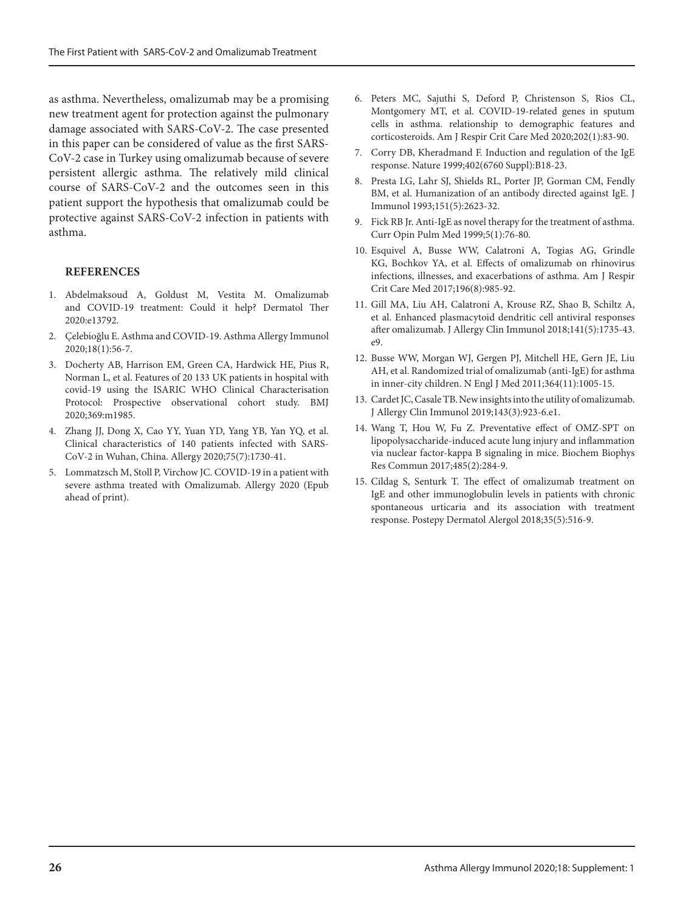as asthma. Nevertheless, omalizumab may be a promising new treatment agent for protection against the pulmonary damage associated with SARS-CoV-2. The case presented in this paper can be considered of value as the first SARS-CoV-2 case in Turkey using omalizumab because of severe persistent allergic asthma. The relatively mild clinical course of SARS-CoV-2 and the outcomes seen in this patient support the hypothesis that omalizumab could be protective against SARS-CoV-2 infection in patients with asthma.

## REFERENCES

1. Abdelmaksoud A, Goldust M, Vestita M. Omalizumab and COVID-19 treatment: Could it help? Dermatol Ther 2020:e13792.
2. Çelebioğlu E. Asthma and COVID-19. Asthma Allergy Immunol 2020;18(1):56-7.
3. Docherty AB, Harrison EM, Green CA, Hardwick HE, Pius R, Norman L, et al. Features of 20 133 UK patients in hospital with covid-19 using the ISARIC WHO Clinical Characterisation Protocol: Prospective observational cohort study. BMJ 2020;369:m1985.
4. Zhang JJ, Dong X, Cao YY, Yuan YD, Yang YB, Yan YQ, et al. Clinical characteristics of 140 patients infected with SARS-CoV-2 in Wuhan, China. Allergy 2020;75(7):1730-41.
5. Lommatzsch M, Stoll P, Virchow JC. COVID-19 in a patient with severe asthma treated with Omalizumab. Allergy 2020 (Epub ahead of print).
6. Peters MC, Sajuthi S, Deford P, Christenson S, Rios CL, Montgomery MT, et al. COVID-19-related genes in sputum cells in asthma. relationship to demographic features and corticosteroids. Am J Respir Crit Care Med 2020;202(1):83-90.
7. Corry DB, Kheradmand F. Induction and regulation of the IgE response. Nature 1999;402(6760 Suppl):B18-23.
8. Presta LG, Lahr SJ, Shields RL, Porter JP, Gorman CM, Fendly BM, et al. Humanization of an antibody directed against IgE. J Immunol 1993;151(5):2623-32.
9. Fick RB Jr. Anti-IgE as novel therapy for the treatment of asthma. Curr Opin Pulm Med 1999;5(1):76-80.
10. Esquivel A, Busse WW, Calatroni A, Togias AG, Grindle KG, Bochkov YA, et al. Effects of omalizumab on rhinovirus infections, illnesses, and exacerbations of asthma. Am J Respir Crit Care Med 2017;196(8):985-92.
11. Gill MA, Liu AH, Calatroni A, Krouse RZ, Shao B, Schiltz A, et al. Enhanced plasmacytoid dendritic cell antiviral responses after omalizumab. J Allergy Clin Immunol 2018;141(5):1735-43.e9.
12. Busse WW, Morgan WJ, Gergen PJ, Mitchell HE, Gern JE, Liu AH, et al. Randomized trial of omalizumab (anti-IgE) for asthma in inner-city children. N Engl J Med 2011;364(11):1005-15.
13. Cardet JC, Casale TB. New insights into the utility of omalizumab. J Allergy Clin Immunol 2019;143(3):923-6.e1.
14. Wang T, Hou W, Fu Z. Preventative effect of OMZ-SPT on lipopolysaccharide-induced acute lung injury and inflammation via nuclear factor-kappa B signaling in mice. Biochem Biophys Res Commun 2017;485(2):284-9.
15. Cildag S, Senturk T. The effect of omalizumab treatment on IgE and other immunoglobulin levels in patients with chronic spontaneous urticaria and its association with treatment response. Postepy Dermatol Alergol 2018;35(5):516-9.